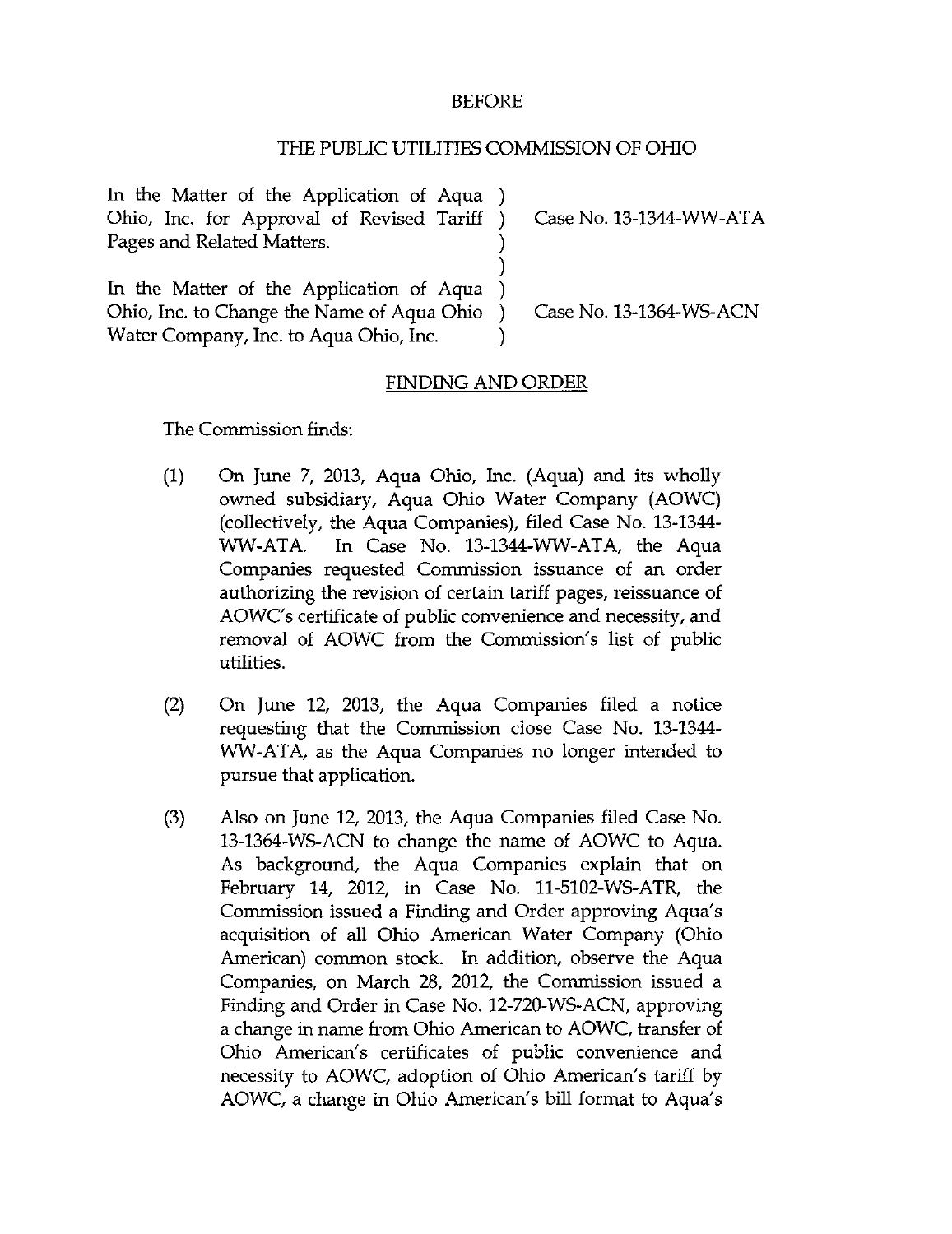BEFORE

THE PUBLIC UTILITIES COMMISSION OF OHIO

| | | |
|---|---|---|
| In the Matter of the Application of Aqua Ohio, Inc. for Approval of Revised Tariff Pages and Related Matters. | ) | Case No. 13-1344-WW-ATA |
| In the Matter of the Application of Aqua Ohio, Inc. to Change the Name of Aqua Ohio Water Company, Inc. to Aqua Ohio, Inc. | ) | Case No. 13-1364-WS-ACN |

## FINDING AND ORDER

The Commission finds:

(1) On June 7, 2013, Aqua Ohio, Inc. (Aqua) and its wholly owned subsidiary, Aqua Ohio Water Company (AOWC) (collectively, the Aqua Companies), filed Case No. 13-1344-WW-ATA. In Case No. 13-1344-WW-ATA, the Aqua Companies requested Commission issuance of an order authorizing the revision of certain tariff pages, reissuance of AOWC's certificate of public convenience and necessity, and removal of AOWC from the Commission's list of public utilities.

(2) On June 12, 2013, the Aqua Companies filed a notice requesting that the Commission close Case No. 13-1344-WW-ATA, as the Aqua Companies no longer intended to pursue that application.

(3) Also on June 12, 2013, the Aqua Companies filed Case No. 13-1364-WS-ACN to change the name of AOWC to Aqua. As background, the Aqua Companies explain that on February 14, 2012, in Case No. 11-5102-WS-ATR, the Commission issued a Finding and Order approving Aqua's acquisition of all Ohio American Water Company (Ohio American) common stock. In addition, observe the Aqua Companies, on March 28, 2012, the Commission issued a Finding and Order in Case No. 12-720-WS-ACN, approving a change in name from Ohio American to AOWC, transfer of Ohio American's certificates of public convenience and necessity to AOWC, adoption of Ohio American's tariff by AOWC, a change in Ohio American's bill format to Aqua's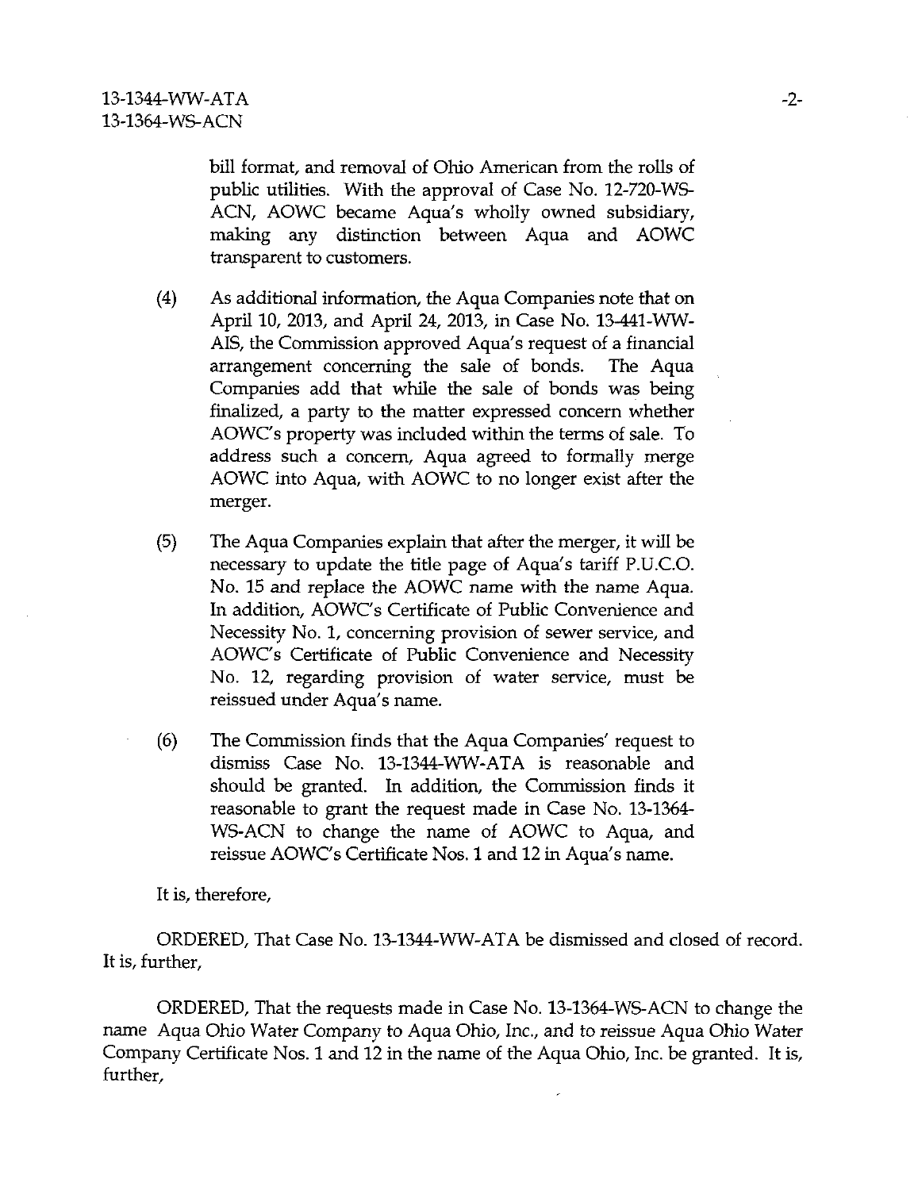bill format, and removal of Ohio American from the rolls of public utilities. With the approval of Case No. 12-720-WS-ACN, AOWC became Aqua's wholly owned subsidiary, making any distinction between Aqua and AOWC transparent to customers.

(4) As additional information, the Aqua Companies note that on April 10, 2013, and April 24, 2013, in Case No. 13-441-WW-AIS, the Commission approved Aqua's request of a financial arrangement concerning the sale of bonds. The Aqua Companies add that while the sale of bonds was being finalized, a party to the matter expressed concern whether AOWC's property was included within the terms of sale. To address such a concern, Aqua agreed to formally merge AOWC into Aqua, with AOWC to no longer exist after the merger.

(5) The Aqua Companies explain that after the merger, it will be necessary to update the title page of Aqua's tariff P.U.C.O. No. 15 and replace the AOWC name with the name Aqua. In addition, AOWC's Certificate of Public Convenience and Necessity No. 1, concerning provision of sewer service, and AOWC's Certificate of Public Convenience and Necessity No. 12, regarding provision of water service, must be reissued under Aqua's name.

(6) The Commission finds that the Aqua Companies' request to dismiss Case No. 13-1344-WW-ATA is reasonable and should be granted. In addition, the Commission finds it reasonable to grant the request made in Case No. 13-1364-WS-ACN to change the name of AOWC to Aqua, and reissue AOWC's Certificate Nos. 1 and 12 in Aqua's name.

It is, therefore,

ORDERED, That Case No. 13-1344-WW-ATA be dismissed and closed of record. It is, further,

ORDERED, That the requests made in Case No. 13-1364-WS-ACN to change the name Aqua Ohio Water Company to Aqua Ohio, Inc., and to reissue Aqua Ohio Water Company Certificate Nos. 1 and 12 in the name of the Aqua Ohio, Inc. be granted. It is, further,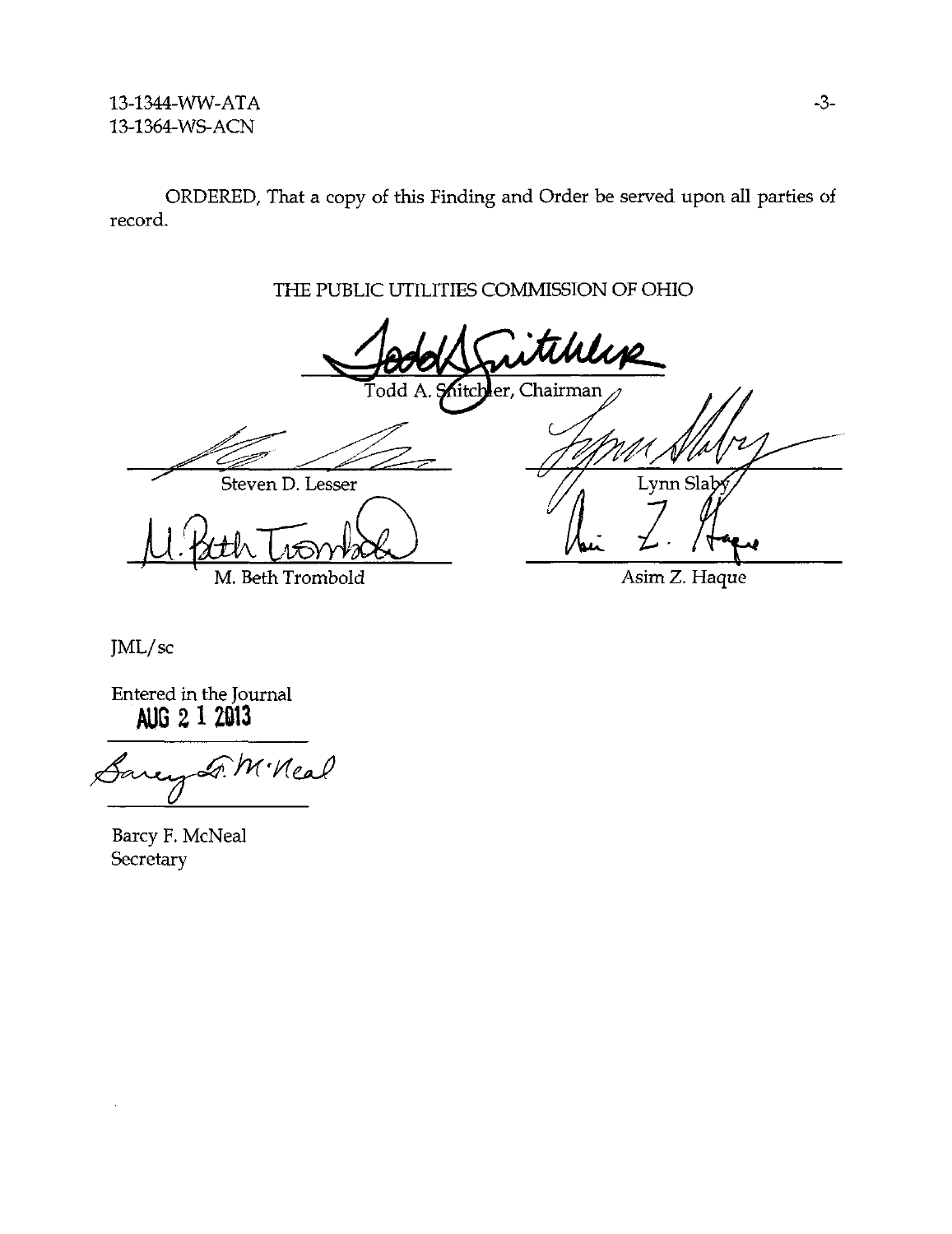ORDERED, That a copy of this Finding and Order be served upon all parties of record.

THE PUBLIC UTILITIES COMMISSION OF OHIO

Todd A. Snitchler, Chairman

Steven D. Lesser

Lynn Slaby

M. Beth Trombold

Asim Z. Haque

JML/sc

Entered in the Journal
AUG 2 1 2013

Barcy F. McNeal
Secretary